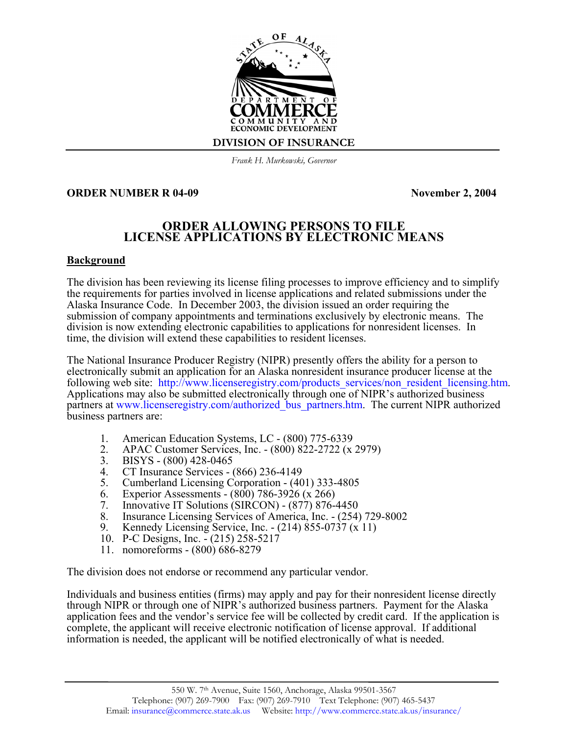STATE OF ALASKA

DEPARTMENT OF COMMERCE COMMUNITY AND ECONOMIC DEVELOPMENT

DIVISION OF INSURANCE

*Frank H. Murkowski, Governor*

**ORDER NUMBER R 04-09** **November 2, 2004**

# ORDER ALLOWING PERSONS TO FILE LICENSE APPLICATIONS BY ELECTRONIC MEANS

## Background

The division has been reviewing its license filing processes to improve efficiency and to simplify the requirements for parties involved in license applications and related submissions under the Alaska Insurance Code. In December 2003, the division issued an order requiring the submission of company appointments and terminations exclusively by electronic means. The division is now extending electronic capabilities to applications for nonresident licenses. In time, the division will extend these capabilities to resident licenses.

The National Insurance Producer Registry (NIPR) presently offers the ability for a person to electronically submit an application for an Alaska nonresident insurance producer license at the following web site: http://www.licenseregistry.com/products_services/non_resident_licensing.htm. Applications may also be submitted electronically through one of NIPR's authorized business partners at www.licenseregistry.com/authorized_bus_partners.htm. The current NIPR authorized business partners are:

1. American Education Systems, LC - (800) 775-6339
2. APAC Customer Services, Inc. - (800) 822-2722 (x 2979)
3. BISYS - (800) 428-0465
4. CT Insurance Services - (866) 236-4149
5. Cumberland Licensing Corporation - (401) 333-4805
6. Experior Assessments - (800) 786-3926 (x 266)
7. Innovative IT Solutions (SIRCON) - (877) 876-4450
8. Insurance Licensing Services of America, Inc. - (254) 729-8002
9. Kennedy Licensing Service, Inc. - (214) 855-0737 (x 11)
10. P-C Designs, Inc. - (215) 258-5217
11. nomoreforms - (800) 686-8279

The division does not endorse or recommend any particular vendor.

Individuals and business entities (firms) may apply and pay for their nonresident license directly through NIPR or through one of NIPR's authorized business partners. Payment for the Alaska application fees and the vendor's service fee will be collected by credit card. If the application is complete, the applicant will receive electronic notification of license approval. If additional information is needed, the applicant will be notified electronically of what is needed.

550 W. 7th Avenue, Suite 1560, Anchorage, Alaska 99501-3567
Telephone: (907) 269-7900 Fax: (907) 269-7910 Text Telephone: (907) 465-5437
Email: insurance@commerce.state.ak.us Website: http://www.commerce.state.ak.us/insurance/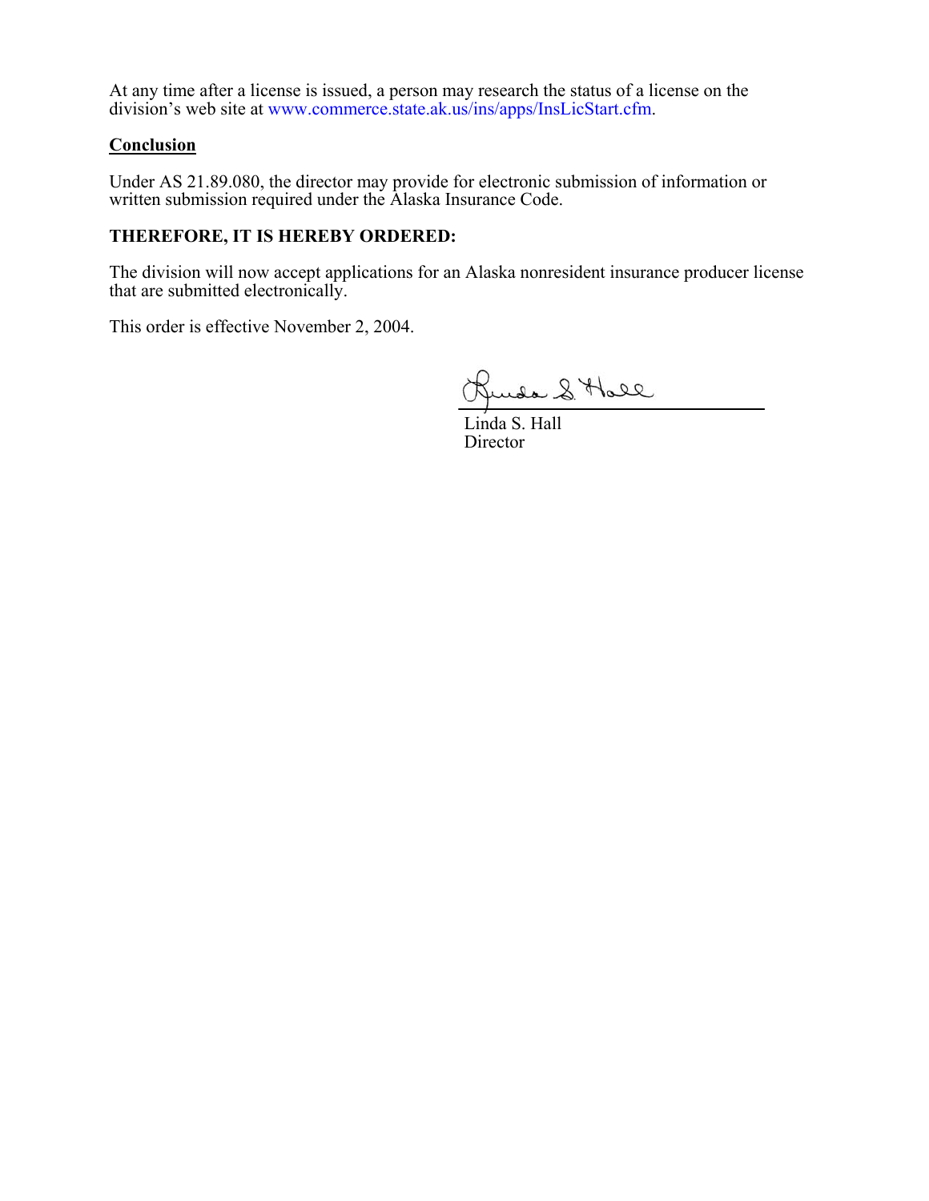At any time after a license is issued, a person may research the status of a license on the division's web site at www.commerce.state.ak.us/ins/apps/InsLicStart.cfm.

## Conclusion

Under AS 21.89.080, the director may provide for electronic submission of information or written submission required under the Alaska Insurance Code.

**THEREFORE, IT IS HEREBY ORDERED:**

The division will now accept applications for an Alaska nonresident insurance producer license that are submitted electronically.

This order is effective November 2, 2004.

Linda S. Hall
Director